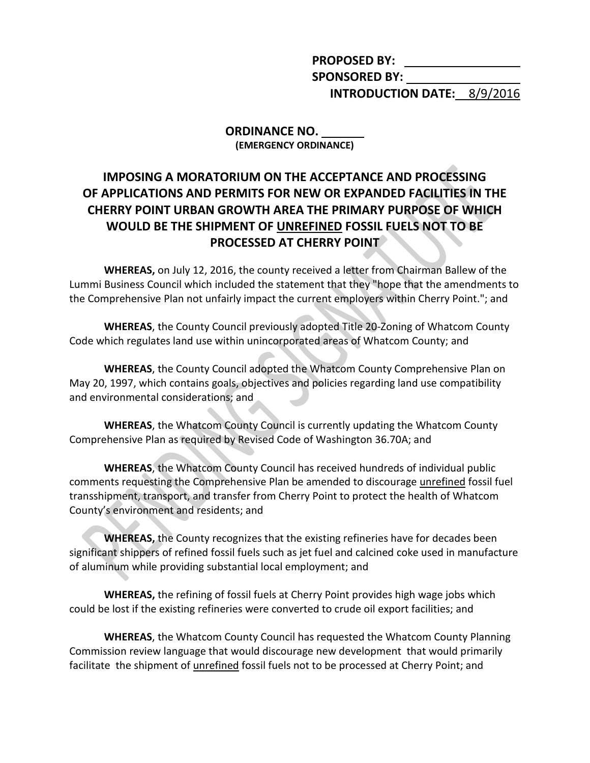**PROPOSED BY:** ______________
**SPONSORED BY:** ______________
**INTRODUCTION DATE:** 8/9/2016

**ORDINANCE NO.** ______
**(EMERGENCY ORDINANCE)**

# IMPOSING A MORATORIUM ON THE ACCEPTANCE AND PROCESSING OF APPLICATIONS AND PERMITS FOR NEW OR EXPANDED FACILITIES IN THE CHERRY POINT URBAN GROWTH AREA THE PRIMARY PURPOSE OF WHICH WOULD BE THE SHIPMENT OF UNREFINED FOSSIL FUELS NOT TO BE PROCESSED AT CHERRY POINT

**WHEREAS,** on July 12, 2016, the county received a letter from Chairman Ballew of the Lummi Business Council which included the statement that they "hope that the amendments to the Comprehensive Plan not unfairly impact the current employers within Cherry Point."; and

**WHEREAS**, the County Council previously adopted Title 20-Zoning of Whatcom County Code which regulates land use within unincorporated areas of Whatcom County; and

**WHEREAS**, the County Council adopted the Whatcom County Comprehensive Plan on May 20, 1997, which contains goals, objectives and policies regarding land use compatibility and environmental considerations; and

**WHEREAS**, the Whatcom County Council is currently updating the Whatcom County Comprehensive Plan as required by Revised Code of Washington 36.70A; and

**WHEREAS**, the Whatcom County Council has received hundreds of individual public comments requesting the Comprehensive Plan be amended to discourage unrefined fossil fuel transshipment, transport, and transfer from Cherry Point to protect the health of Whatcom County's environment and residents; and

**WHEREAS,** the County recognizes that the existing refineries have for decades been significant shippers of refined fossil fuels such as jet fuel and calcined coke used in manufacture of aluminum while providing substantial local employment; and

**WHEREAS,** the refining of fossil fuels at Cherry Point provides high wage jobs which could be lost if the existing refineries were converted to crude oil export facilities; and

**WHEREAS**, the Whatcom County Council has requested the Whatcom County Planning Commission review language that would discourage new development that would primarily facilitate the shipment of unrefined fossil fuels not to be processed at Cherry Point; and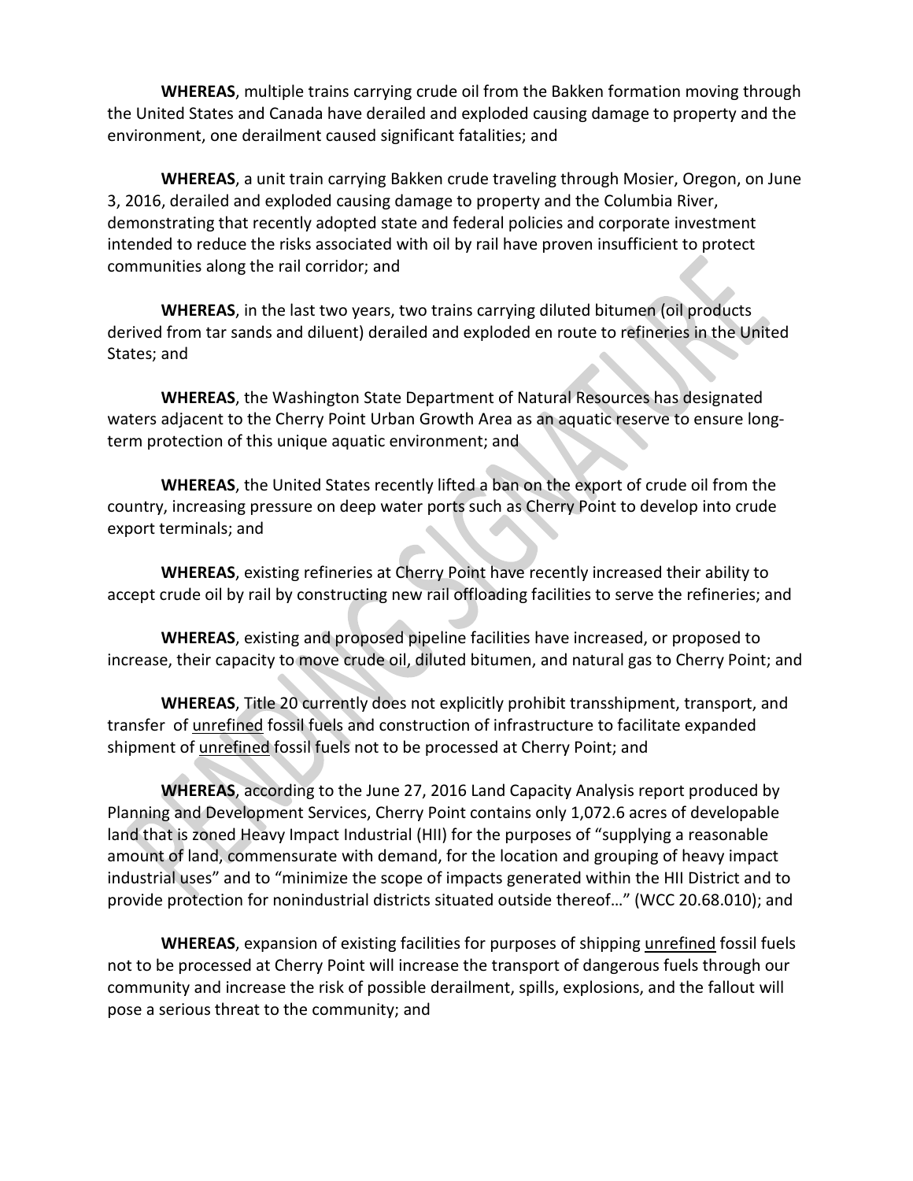**WHEREAS**, multiple trains carrying crude oil from the Bakken formation moving through the United States and Canada have derailed and exploded causing damage to property and the environment, one derailment caused significant fatalities; and

**WHEREAS**, a unit train carrying Bakken crude traveling through Mosier, Oregon, on June 3, 2016, derailed and exploded causing damage to property and the Columbia River, demonstrating that recently adopted state and federal policies and corporate investment intended to reduce the risks associated with oil by rail have proven insufficient to protect communities along the rail corridor; and

**WHEREAS**, in the last two years, two trains carrying diluted bitumen (oil products derived from tar sands and diluent) derailed and exploded en route to refineries in the United States; and

**WHEREAS**, the Washington State Department of Natural Resources has designated waters adjacent to the Cherry Point Urban Growth Area as an aquatic reserve to ensure long-term protection of this unique aquatic environment; and

**WHEREAS**, the United States recently lifted a ban on the export of crude oil from the country, increasing pressure on deep water ports such as Cherry Point to develop into crude export terminals; and

**WHEREAS**, existing refineries at Cherry Point have recently increased their ability to accept crude oil by rail by constructing new rail offloading facilities to serve the refineries; and

**WHEREAS**, existing and proposed pipeline facilities have increased, or proposed to increase, their capacity to move crude oil, diluted bitumen, and natural gas to Cherry Point; and

**WHEREAS**, Title 20 currently does not explicitly prohibit transshipment, transport, and transfer of <u>unrefined</u> fossil fuels and construction of infrastructure to facilitate expanded shipment of <u>unrefined</u> fossil fuels not to be processed at Cherry Point; and

**WHEREAS**, according to the June 27, 2016 Land Capacity Analysis report produced by Planning and Development Services, Cherry Point contains only 1,072.6 acres of developable land that is zoned Heavy Impact Industrial (HII) for the purposes of "supplying a reasonable amount of land, commensurate with demand, for the location and grouping of heavy impact industrial uses" and to "minimize the scope of impacts generated within the HII District and to provide protection for nonindustrial districts situated outside thereof…" (WCC 20.68.010); and

**WHEREAS**, expansion of existing facilities for purposes of shipping <u>unrefined</u> fossil fuels not to be processed at Cherry Point will increase the transport of dangerous fuels through our community and increase the risk of possible derailment, spills, explosions, and the fallout will pose a serious threat to the community; and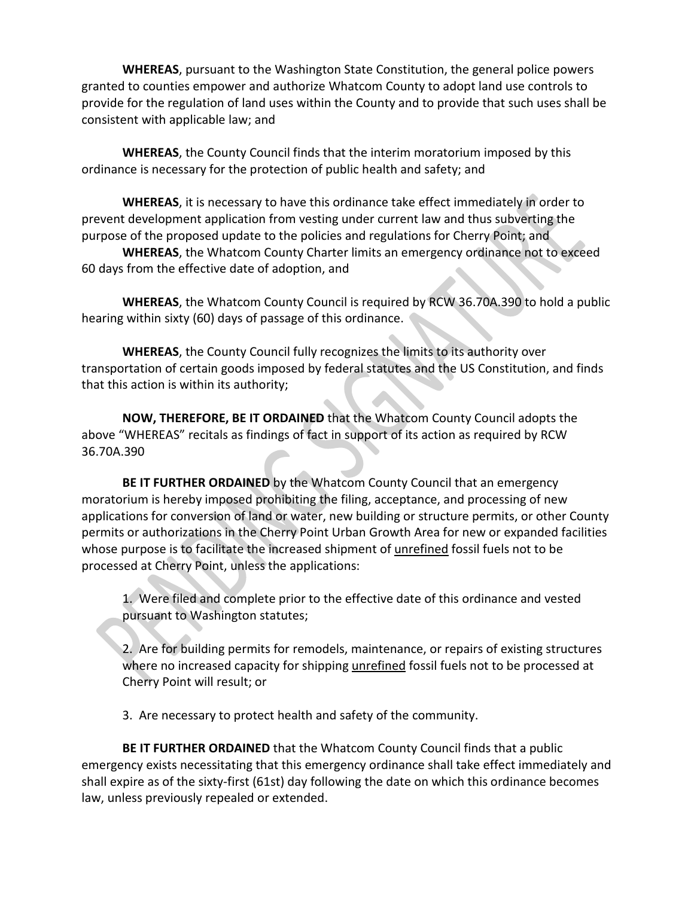**WHEREAS**, pursuant to the Washington State Constitution, the general police powers granted to counties empower and authorize Whatcom County to adopt land use controls to provide for the regulation of land uses within the County and to provide that such uses shall be consistent with applicable law; and

**WHEREAS**, the County Council finds that the interim moratorium imposed by this ordinance is necessary for the protection of public health and safety; and

**WHEREAS**, it is necessary to have this ordinance take effect immediately in order to prevent development application from vesting under current law and thus subverting the purpose of the proposed update to the policies and regulations for Cherry Point; and

**WHEREAS**, the Whatcom County Charter limits an emergency ordinance not to exceed 60 days from the effective date of adoption, and

**WHEREAS**, the Whatcom County Council is required by RCW 36.70A.390 to hold a public hearing within sixty (60) days of passage of this ordinance.

**WHEREAS**, the County Council fully recognizes the limits to its authority over transportation of certain goods imposed by federal statutes and the US Constitution, and finds that this action is within its authority;

**NOW, THEREFORE, BE IT ORDAINED** that the Whatcom County Council adopts the above "WHEREAS" recitals as findings of fact in support of its action as required by RCW 36.70A.390

**BE IT FURTHER ORDAINED** by the Whatcom County Council that an emergency moratorium is hereby imposed prohibiting the filing, acceptance, and processing of new applications for conversion of land or water, new building or structure permits, or other County permits or authorizations in the Cherry Point Urban Growth Area for new or expanded facilities whose purpose is to facilitate the increased shipment of <u>unrefined</u> fossil fuels not to be processed at Cherry Point, unless the applications:

1. Were filed and complete prior to the effective date of this ordinance and vested pursuant to Washington statutes;

2. Are for building permits for remodels, maintenance, or repairs of existing structures where no increased capacity for shipping <u>unrefined</u> fossil fuels not to be processed at Cherry Point will result; or

3. Are necessary to protect health and safety of the community.

**BE IT FURTHER ORDAINED** that the Whatcom County Council finds that a public emergency exists necessitating that this emergency ordinance shall take effect immediately and shall expire as of the sixty-first (61st) day following the date on which this ordinance becomes law, unless previously repealed or extended.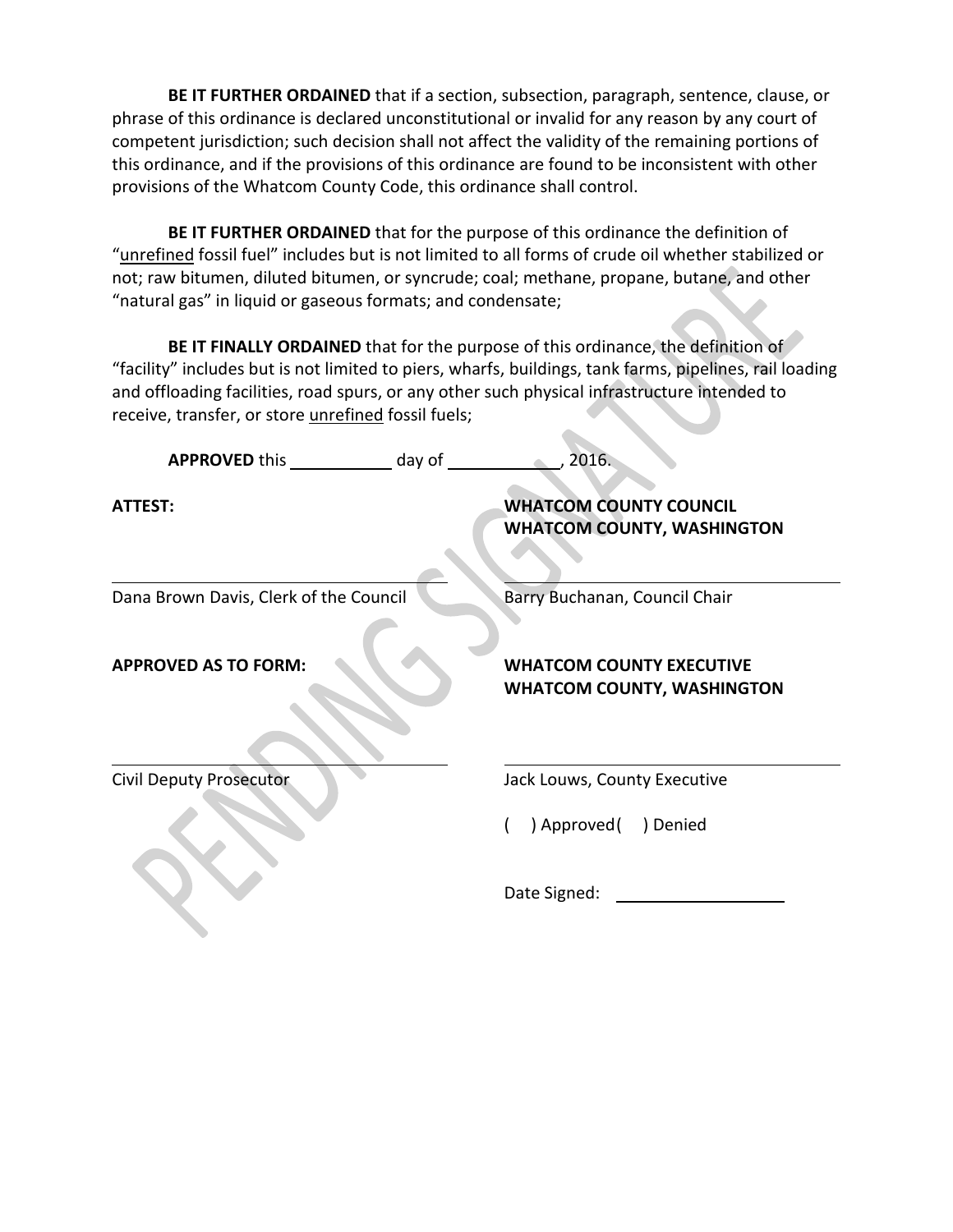**BE IT FURTHER ORDAINED** that if a section, subsection, paragraph, sentence, clause, or phrase of this ordinance is declared unconstitutional or invalid for any reason by any court of competent jurisdiction; such decision shall not affect the validity of the remaining portions of this ordinance, and if the provisions of this ordinance are found to be inconsistent with other provisions of the Whatcom County Code, this ordinance shall control.

**BE IT FURTHER ORDAINED** that for the purpose of this ordinance the definition of "unrefined fossil fuel" includes but is not limited to all forms of crude oil whether stabilized or not; raw bitumen, diluted bitumen, or syncrude; coal; methane, propane, butane, and other "natural gas" in liquid or gaseous formats; and condensate;

**BE IT FINALLY ORDAINED** that for the purpose of this ordinance, the definition of "facility" includes but is not limited to piers, wharfs, buildings, tank farms, pipelines, rail loading and offloading facilities, road spurs, or any other such physical infrastructure intended to receive, transfer, or store unrefined fossil fuels;

**APPROVED** this ___________ day of ____________, 2016.

**ATTEST:**

______________________________
Dana Brown Davis, Clerk of the Council

**WHATCOM COUNTY COUNCIL**
**WHATCOM COUNTY, WASHINGTON**

______________________________
Barry Buchanan, Council Chair

**APPROVED AS TO FORM:**

______________________________
Civil Deputy Prosecutor

**WHATCOM COUNTY EXECUTIVE**
**WHATCOM COUNTY, WASHINGTON**

______________________________
Jack Louws, County Executive

( ) Approved ( ) Denied

Date Signed: ____________________

PENDING SIGNATURE